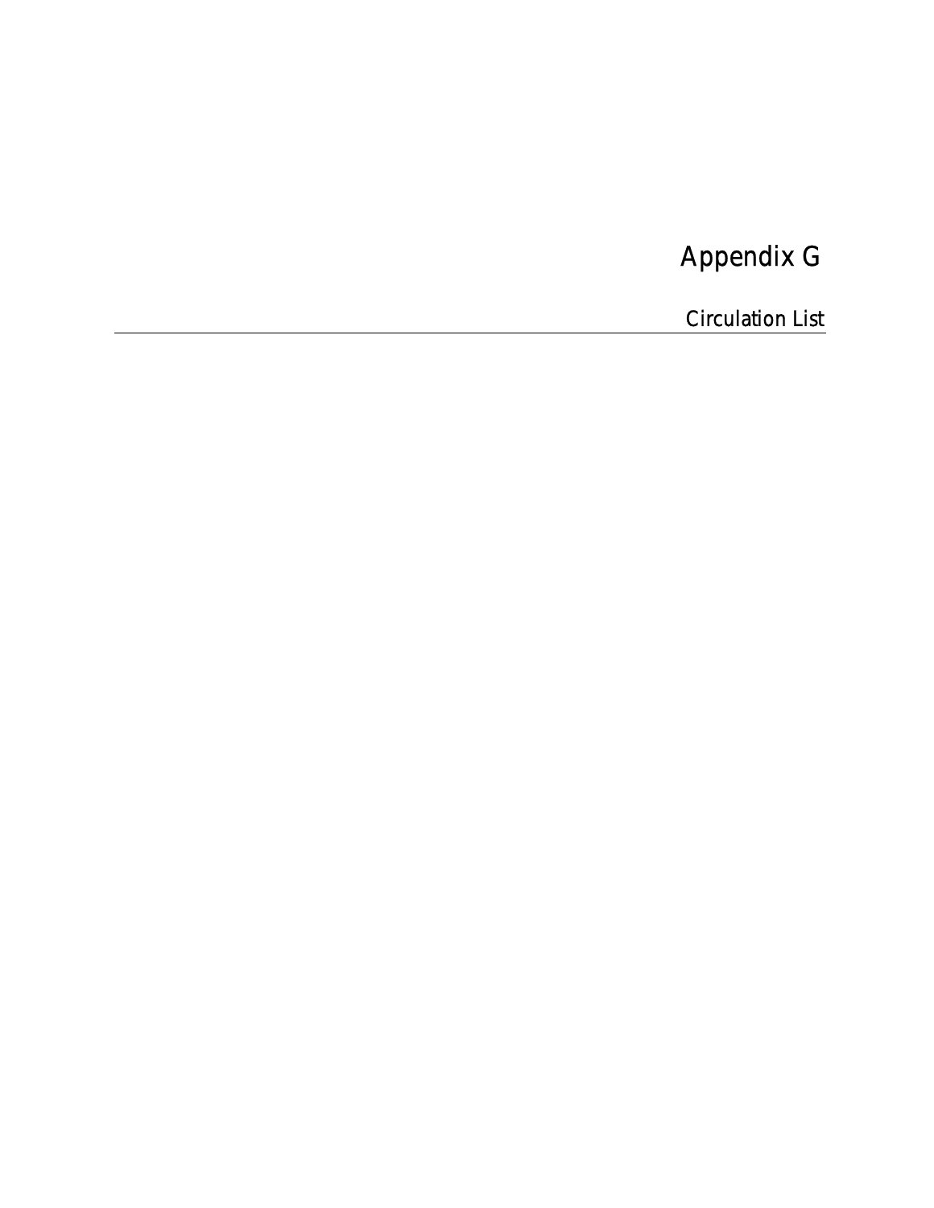# Appendix G

## Circulation List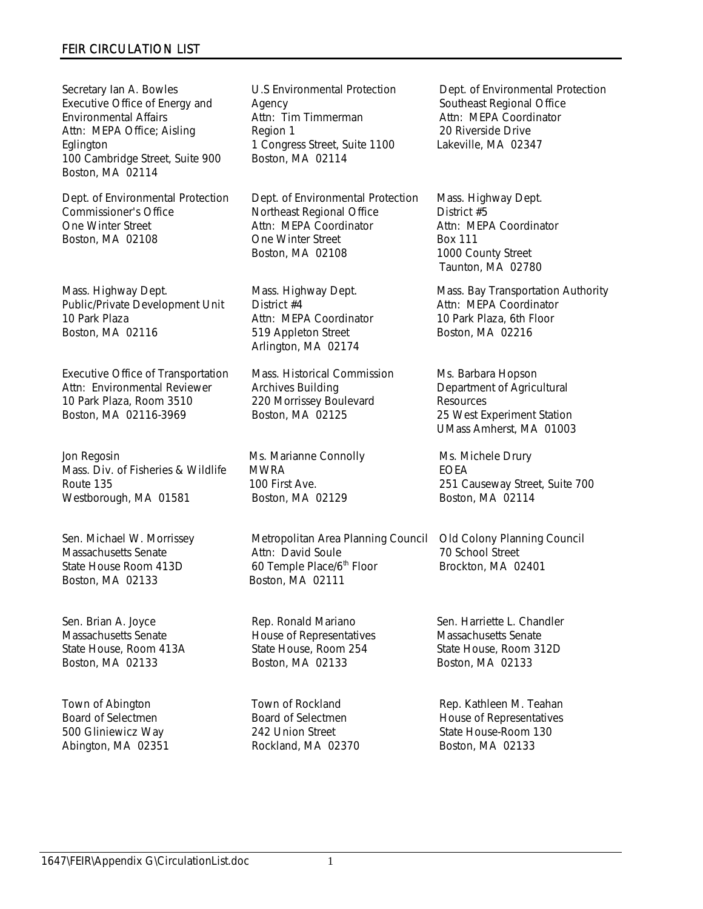## FEIR CIRCULATION LIST

Secretary Ian A. Bowles
Executive Office of Energy and Environmental Affairs
Attn: MEPA Office; Aisling Eglington
100 Cambridge Street, Suite 900
Boston, MA 02114

U.S Environmental Protection Agency
Attn: Tim Timmerman
Region 1
1 Congress Street, Suite 1100
Boston, MA 02114

Dept. of Environmental Protection
Southeast Regional Office
Attn: MEPA Coordinator
20 Riverside Drive
Lakeville, MA 02347

Dept. of Environmental Protection
Commissioner's Office
One Winter Street
Boston, MA 02108

Dept. of Environmental Protection
Northeast Regional Office
Attn: MEPA Coordinator
One Winter Street
Boston, MA 02108

Mass. Highway Dept.
District #5
Attn: MEPA Coordinator
Box 111
1000 County Street
Taunton, MA 02780

Mass. Highway Dept.
Public/Private Development Unit
10 Park Plaza
Boston, MA 02116

Mass. Highway Dept.
District #4
Attn: MEPA Coordinator
519 Appleton Street
Arlington, MA 02174

Mass. Bay Transportation Authority
Attn: MEPA Coordinator
10 Park Plaza, 6th Floor
Boston, MA 02216

Executive Office of Transportation
Attn: Environmental Reviewer
10 Park Plaza, Room 3510
Boston, MA 02116-3969

Mass. Historical Commission
Archives Building
220 Morrissey Boulevard
Boston, MA 02125

Ms. Barbara Hopson
Department of Agricultural Resources
25 West Experiment Station
UMass Amherst, MA 01003

Jon Regosin
Mass. Div. of Fisheries & Wildlife
Route 135
Westborough, MA 01581

Ms. Marianne Connolly
MWRA
100 First Ave.
Boston, MA 02129

Ms. Michele Drury
EOEA
251 Causeway Street, Suite 700
Boston, MA 02114

Sen. Michael W. Morrissey
Massachusetts Senate
State House Room 413D
Boston, MA 02133

Metropolitan Area Planning Council
Attn: David Soule
60 Temple Place/6th Floor
Boston, MA 02111

Old Colony Planning Council
70 School Street
Brockton, MA 02401

Sen. Brian A. Joyce
Massachusetts Senate
State House, Room 413A
Boston, MA 02133

Rep. Ronald Mariano
House of Representatives
State House, Room 254
Boston, MA 02133

Sen. Harriette L. Chandler
Massachusetts Senate
State House, Room 312D
Boston, MA 02133

Town of Abington
Board of Selectmen
500 Gliniewicz Way
Abington, MA 02351

Town of Rockland
Board of Selectmen
242 Union Street
Rockland, MA 02370

Rep. Kathleen M. Teahan
House of Representatives
State House-Room 130
Boston, MA 02133

1647\FEIR\Appendix G\CirculationList.doc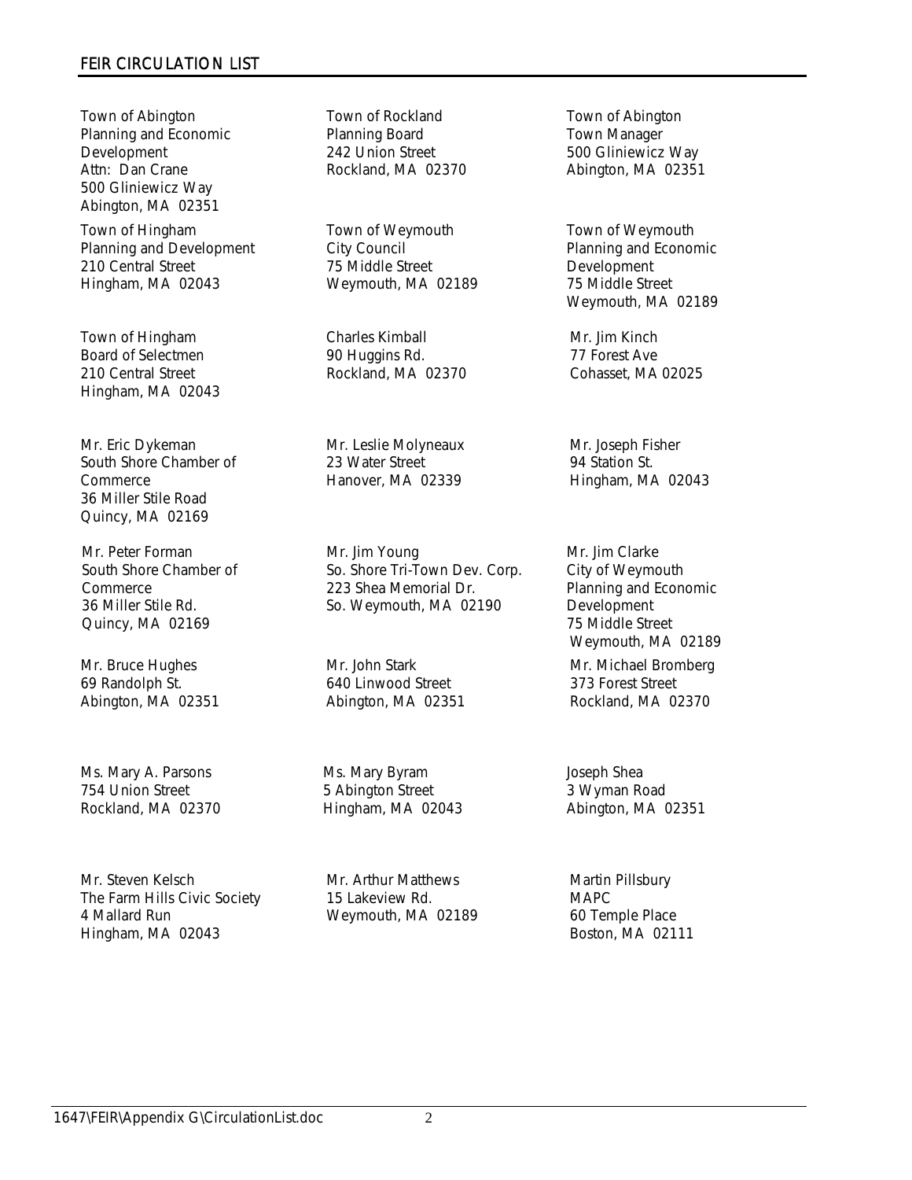## FEIR CIRCULATION LIST

Town of Abington
Planning and Economic Development
Attn: Dan Crane
500 Gliniewicz Way
Abington, MA 02351

Town of Rockland
Planning Board
242 Union Street
Rockland, MA 02370

Town of Abington
Town Manager
500 Gliniewicz Way
Abington, MA 02351

Town of Hingham
Planning and Development
210 Central Street
Hingham, MA 02043

Town of Weymouth
City Council
75 Middle Street
Weymouth, MA 02189

Town of Weymouth
Planning and Economic Development
75 Middle Street
Weymouth, MA 02189

Town of Hingham
Board of Selectmen
210 Central Street
Hingham, MA 02043

Charles Kimball
90 Huggins Rd.
Rockland, MA 02370

Mr. Jim Kinch
77 Forest Ave
Cohasset, MA 02025

Mr. Eric Dykeman
South Shore Chamber of Commerce
36 Miller Stile Road
Quincy, MA 02169

Mr. Leslie Molyneaux
23 Water Street
Hanover, MA 02339

Mr. Joseph Fisher
94 Station St.
Hingham, MA 02043

Mr. Peter Forman
South Shore Chamber of Commerce
36 Miller Stile Rd.
Quincy, MA 02169

Mr. Jim Young
So. Shore Tri-Town Dev. Corp.
223 Shea Memorial Dr.
So. Weymouth, MA 02190

Mr. Jim Clarke
City of Weymouth
Planning and Economic Development
75 Middle Street
Weymouth, MA 02189

Mr. Bruce Hughes
69 Randolph St.
Abington, MA 02351

Mr. John Stark
640 Linwood Street
Abington, MA 02351

Mr. Michael Bromberg
373 Forest Street
Rockland, MA 02370

Ms. Mary A. Parsons
754 Union Street
Rockland, MA 02370

Ms. Mary Byram
5 Abington Street
Hingham, MA 02043

Joseph Shea
3 Wyman Road
Abington, MA 02351

Mr. Steven Kelsch
The Farm Hills Civic Society
4 Mallard Run
Hingham, MA 02043

Mr. Arthur Matthews
15 Lakeview Rd.
Weymouth, MA 02189

Martin Pillsbury
MAPC
60 Temple Place
Boston, MA 02111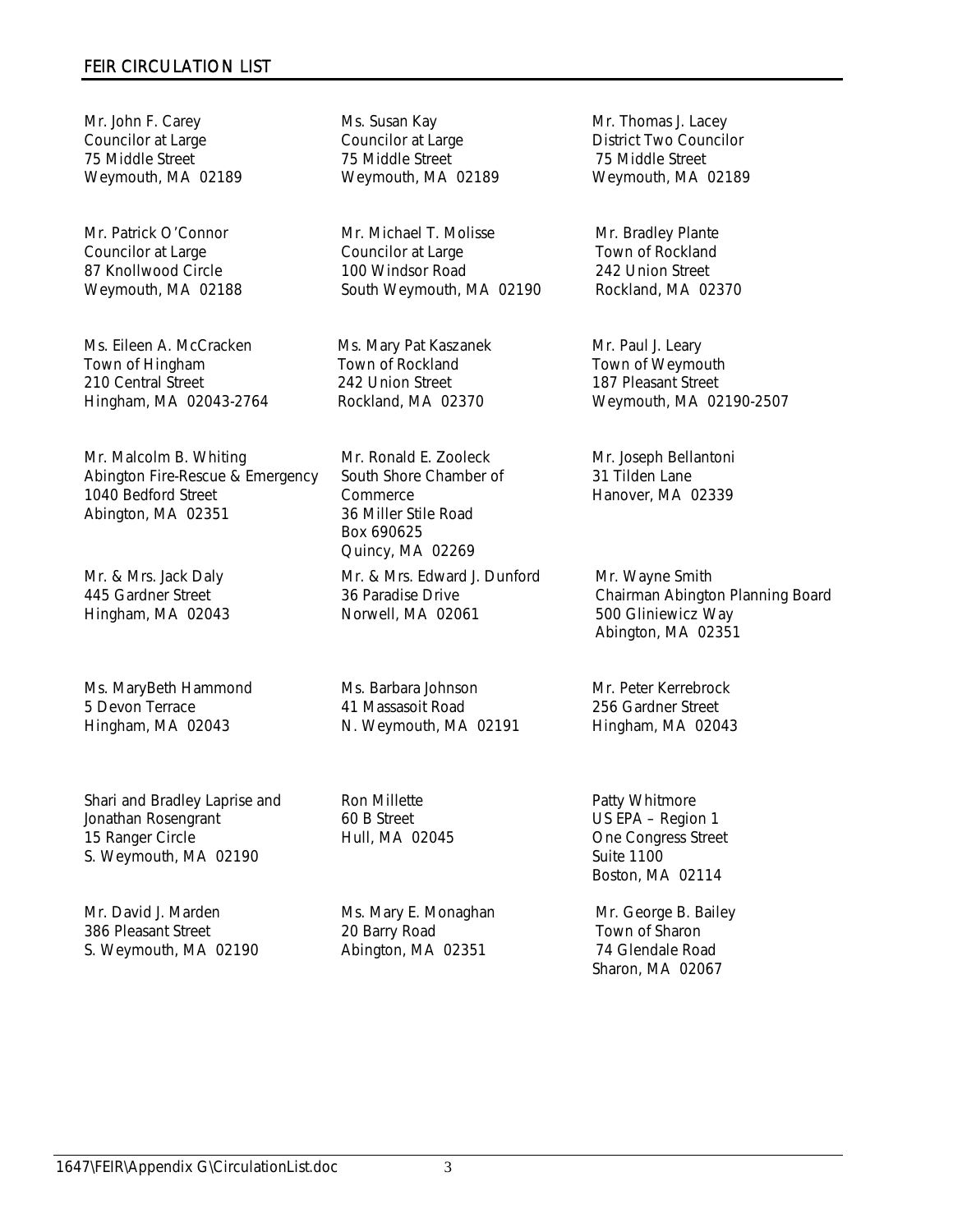## FEIR CIRCULATION LIST

Mr. John F. Carey
Councilor at Large
75 Middle Street
Weymouth, MA 02189

Ms. Susan Kay
Councilor at Large
75 Middle Street
Weymouth, MA 02189

Mr. Thomas J. Lacey
District Two Councilor
75 Middle Street
Weymouth, MA 02189

Mr. Patrick O'Connor
Councilor at Large
87 Knollwood Circle
Weymouth, MA 02188

Mr. Michael T. Molisse
Councilor at Large
100 Windsor Road
South Weymouth, MA 02190

Mr. Bradley Plante
Town of Rockland
242 Union Street
Rockland, MA 02370

Ms. Eileen A. McCracken
Town of Hingham
210 Central Street
Hingham, MA 02043-2764

Ms. Mary Pat Kaszanek
Town of Rockland
242 Union Street
Rockland, MA 02370

Mr. Paul J. Leary
Town of Weymouth
187 Pleasant Street
Weymouth, MA 02190-2507

Mr. Malcolm B. Whiting
Abington Fire-Rescue & Emergency
1040 Bedford Street
Abington, MA 02351

Mr. Ronald E. Zooleck
South Shore Chamber of Commerce
36 Miller Stile Road
Box 690625
Quincy, MA 02269

Mr. Joseph Bellantoni
31 Tilden Lane
Hanover, MA 02339

Mr. & Mrs. Jack Daly
445 Gardner Street
Hingham, MA 02043

Mr. & Mrs. Edward J. Dunford
36 Paradise Drive
Norwell, MA 02061

Mr. Wayne Smith
Chairman Abington Planning Board
500 Gliniewicz Way
Abington, MA 02351

Ms. MaryBeth Hammond
5 Devon Terrace
Hingham, MA 02043

Ms. Barbara Johnson
41 Massasoit Road
N. Weymouth, MA 02191

Mr. Peter Kerrebrock
256 Gardner Street
Hingham, MA 02043

Shari and Bradley Laprise and
Jonathan Rosengrant
15 Ranger Circle
S. Weymouth, MA 02190

Ron Millette
60 B Street
Hull, MA 02045

Patty Whitmore
US EPA – Region 1
One Congress Street
Suite 1100
Boston, MA 02114

Mr. David J. Marden
386 Pleasant Street
S. Weymouth, MA 02190

Ms. Mary E. Monaghan
20 Barry Road
Abington, MA 02351

Mr. George B. Bailey
Town of Sharon
74 Glendale Road
Sharon, MA 02067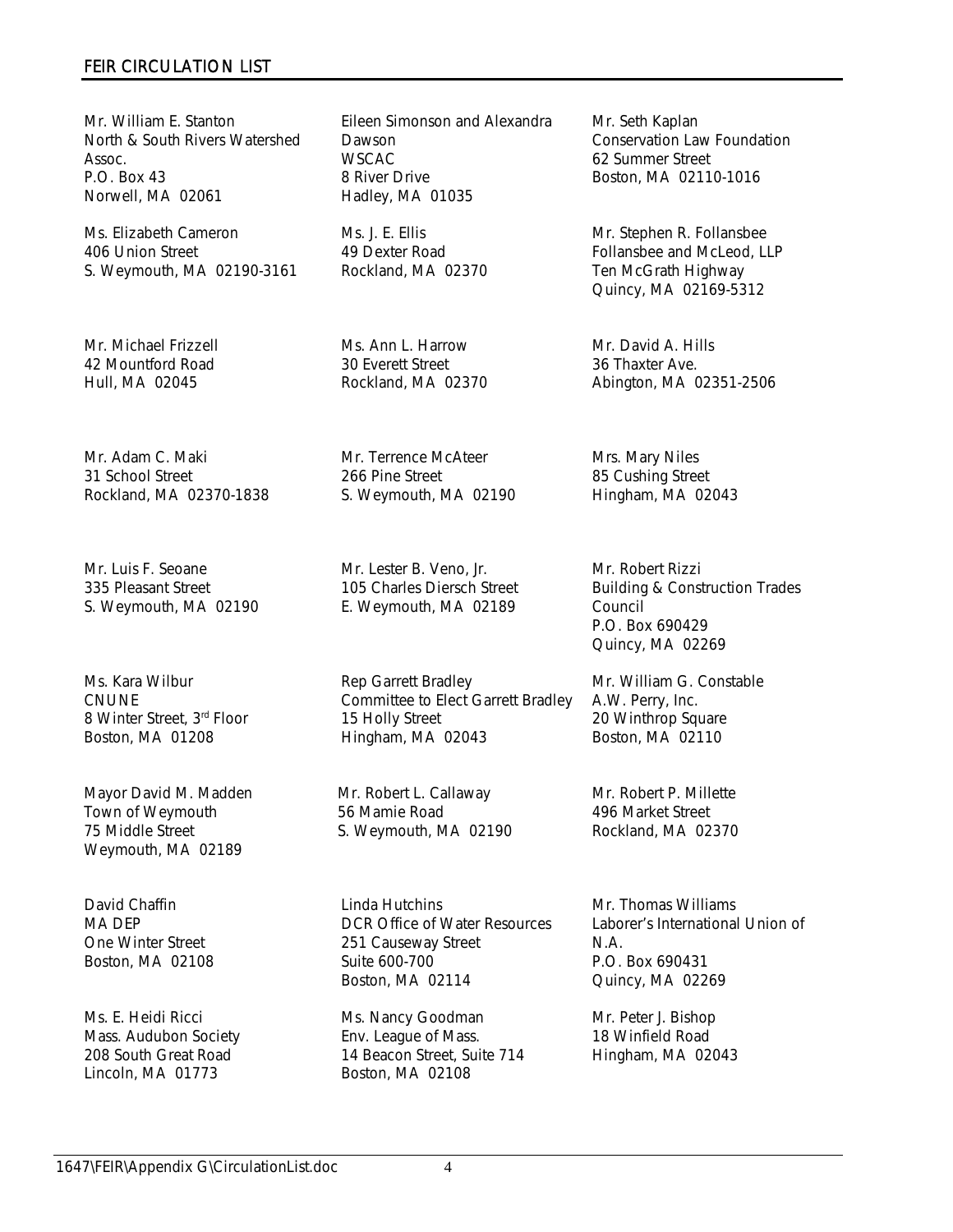## FEIR CIRCULATION LIST

Mr. William E. Stanton
North & South Rivers Watershed Assoc.
P.O. Box 43
Norwell, MA 02061

Eileen Simonson and Alexandra Dawson
WSCAC
8 River Drive
Hadley, MA 01035

Mr. Seth Kaplan
Conservation Law Foundation
62 Summer Street
Boston, MA 02110-1016

Ms. Elizabeth Cameron
406 Union Street
S. Weymouth, MA 02190-3161

Ms. J. E. Ellis
49 Dexter Road
Rockland, MA 02370

Mr. Stephen R. Follansbee
Follansbee and McLeod, LLP
Ten McGrath Highway
Quincy, MA 02169-5312

Mr. Michael Frizzell
42 Mountford Road
Hull, MA 02045

Ms. Ann L. Harrow
30 Everett Street
Rockland, MA 02370

Mr. David A. Hills
36 Thaxter Ave.
Abington, MA 02351-2506

Mr. Adam C. Maki
31 School Street
Rockland, MA 02370-1838

Mr. Terrence McAteer
266 Pine Street
S. Weymouth, MA 02190

Mrs. Mary Niles
85 Cushing Street
Hingham, MA 02043

Mr. Luis F. Seoane
335 Pleasant Street
S. Weymouth, MA 02190

Mr. Lester B. Veno, Jr.
105 Charles Diersch Street
E. Weymouth, MA 02189

Mr. Robert Rizzi
Building & Construction Trades Council
P.O. Box 690429
Quincy, MA 02269

Ms. Kara Wilbur
CNUNE
8 Winter Street, 3rd Floor
Boston, MA 01208

Rep Garrett Bradley
Committee to Elect Garrett Bradley
15 Holly Street
Hingham, MA 02043

Mr. William G. Constable
A.W. Perry, Inc.
20 Winthrop Square
Boston, MA 02110

Mayor David M. Madden
Town of Weymouth
75 Middle Street
Weymouth, MA 02189

Mr. Robert L. Callaway
56 Mamie Road
S. Weymouth, MA 02190

Mr. Robert P. Millette
496 Market Street
Rockland, MA 02370

David Chaffin
MA DEP
One Winter Street
Boston, MA 02108

Linda Hutchins
DCR Office of Water Resources
251 Causeway Street
Suite 600-700
Boston, MA 02114

Mr. Thomas Williams
Laborer's International Union of N.A.
P.O. Box 690431
Quincy, MA 02269

Ms. E. Heidi Ricci
Mass. Audubon Society
208 South Great Road
Lincoln, MA 01773

Ms. Nancy Goodman
Env. League of Mass.
14 Beacon Street, Suite 714
Boston, MA 02108

Mr. Peter J. Bishop
18 Winfield Road
Hingham, MA 02043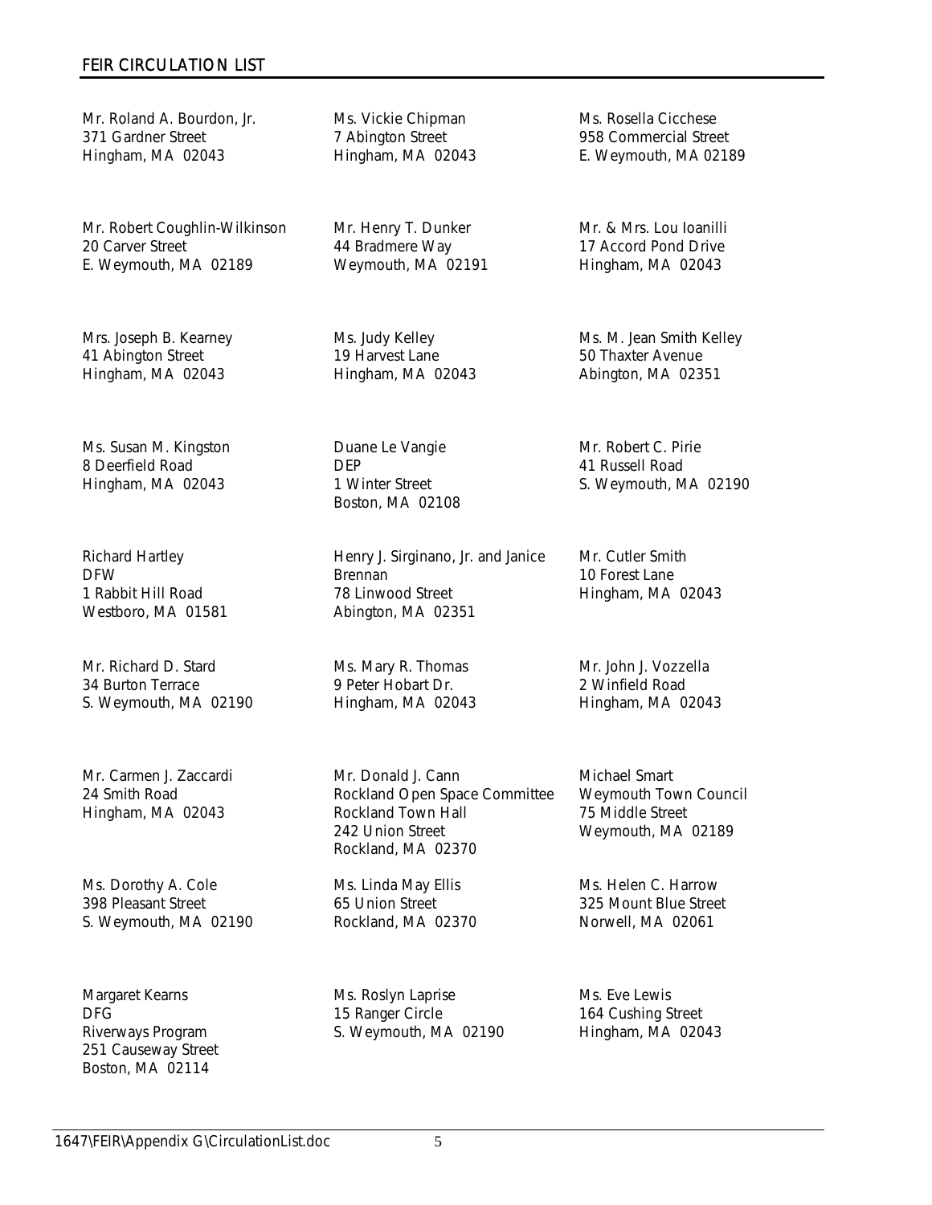## FEIR CIRCULATION LIST

Mr. Roland A. Bourdon, Jr.
371 Gardner Street
Hingham, MA 02043

Ms. Vickie Chipman
7 Abington Street
Hingham, MA 02043

Ms. Rosella Cicchese
958 Commercial Street
E. Weymouth, MA 02189

Mr. Robert Coughlin-Wilkinson
20 Carver Street
E. Weymouth, MA 02189

Mr. Henry T. Dunker
44 Bradmere Way
Weymouth, MA 02191

Mr. & Mrs. Lou Ioanilli
17 Accord Pond Drive
Hingham, MA 02043

Mrs. Joseph B. Kearney
41 Abington Street
Hingham, MA 02043

Ms. Judy Kelley
19 Harvest Lane
Hingham, MA 02043

Ms. M. Jean Smith Kelley
50 Thaxter Avenue
Abington, MA 02351

Ms. Susan M. Kingston
8 Deerfield Road
Hingham, MA 02043

Duane Le Vangie
DEP
1 Winter Street
Boston, MA 02108

Mr. Robert C. Pirie
41 Russell Road
S. Weymouth, MA 02190

Richard Hartley
DFW
1 Rabbit Hill Road
Westboro, MA 01581

Henry J. Sirginano, Jr. and Janice Brennan
78 Linwood Street
Abington, MA 02351

Mr. Cutler Smith
10 Forest Lane
Hingham, MA 02043

Mr. Richard D. Stard
34 Burton Terrace
S. Weymouth, MA 02190

Ms. Mary R. Thomas
9 Peter Hobart Dr.
Hingham, MA 02043

Mr. John J. Vozzella
2 Winfield Road
Hingham, MA 02043

Mr. Carmen J. Zaccardi
24 Smith Road
Hingham, MA 02043

Mr. Donald J. Cann
Rockland Open Space Committee
Rockland Town Hall
242 Union Street
Rockland, MA 02370

Michael Smart
Weymouth Town Council
75 Middle Street
Weymouth, MA 02189

Ms. Dorothy A. Cole
398 Pleasant Street
S. Weymouth, MA 02190

Ms. Linda May Ellis
65 Union Street
Rockland, MA 02370

Ms. Helen C. Harrow
325 Mount Blue Street
Norwell, MA 02061

Margaret Kearns
DFG
Riverways Program
251 Causeway Street
Boston, MA 02114

Ms. Roslyn Laprise
15 Ranger Circle
S. Weymouth, MA 02190

Ms. Eve Lewis
164 Cushing Street
Hingham, MA 02043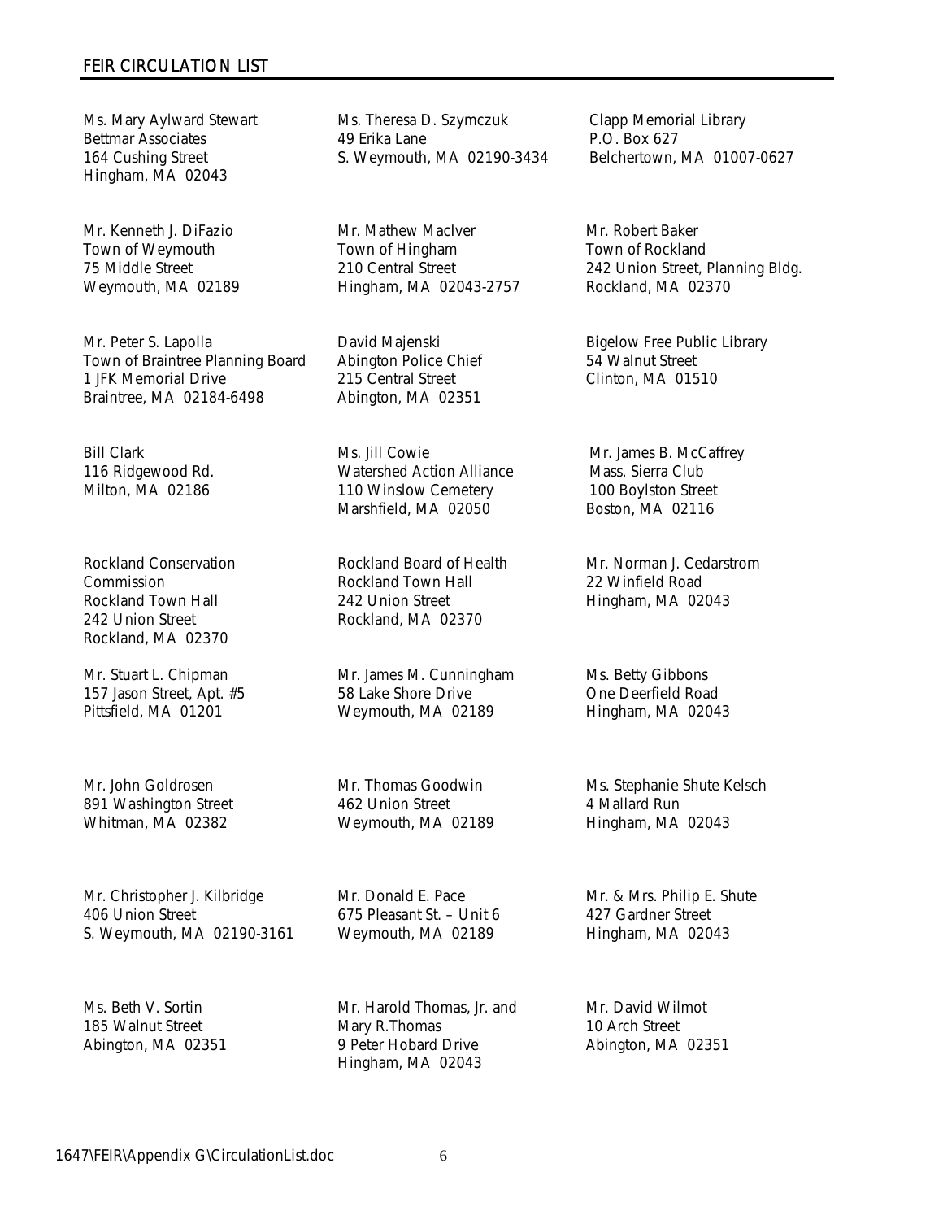## FEIR CIRCULATION LIST

Ms. Mary Aylward Stewart
Bettmar Associates
164 Cushing Street
Hingham, MA 02043

Ms. Theresa D. Szymczuk
49 Erika Lane
S. Weymouth, MA 02190-3434

Clapp Memorial Library
P.O. Box 627
Belchertown, MA 01007-0627

Mr. Kenneth J. DiFazio
Town of Weymouth
75 Middle Street
Weymouth, MA 02189

Mr. Mathew MacIver
Town of Hingham
210 Central Street
Hingham, MA 02043-2757

Mr. Robert Baker
Town of Rockland
242 Union Street, Planning Bldg.
Rockland, MA 02370

Mr. Peter S. Lapolla
Town of Braintree Planning Board
1 JFK Memorial Drive
Braintree, MA 02184-6498

David Majenski
Abington Police Chief
215 Central Street
Abington, MA 02351

Bigelow Free Public Library
54 Walnut Street
Clinton, MA 01510

Bill Clark
116 Ridgewood Rd.
Milton, MA 02186

Ms. Jill Cowie
Watershed Action Alliance
110 Winslow Cemetery
Marshfield, MA 02050

Mr. James B. McCaffrey
Mass. Sierra Club
100 Boylston Street
Boston, MA 02116

Rockland Conservation Commission
Rockland Town Hall
242 Union Street
Rockland, MA 02370

Rockland Board of Health
Rockland Town Hall
242 Union Street
Rockland, MA 02370

Mr. Norman J. Cedarstrom
22 Winfield Road
Hingham, MA 02043

Mr. Stuart L. Chipman
157 Jason Street, Apt. #5
Pittsfield, MA 01201

Mr. James M. Cunningham
58 Lake Shore Drive
Weymouth, MA 02189

Ms. Betty Gibbons
One Deerfield Road
Hingham, MA 02043

Mr. John Goldrosen
891 Washington Street
Whitman, MA 02382

Mr. Thomas Goodwin
462 Union Street
Weymouth, MA 02189

Ms. Stephanie Shute Kelsch
4 Mallard Run
Hingham, MA 02043

Mr. Christopher J. Kilbridge
406 Union Street
S. Weymouth, MA 02190-3161

Mr. Donald E. Pace
675 Pleasant St. – Unit 6
Weymouth, MA 02189

Mr. & Mrs. Philip E. Shute
427 Gardner Street
Hingham, MA 02043

Ms. Beth V. Sortin
185 Walnut Street
Abington, MA 02351

Mr. Harold Thomas, Jr. and
Mary R.Thomas
9 Peter Hobard Drive
Hingham, MA 02043

Mr. David Wilmot
10 Arch Street
Abington, MA 02351

1647\FEIR\Appendix G\CirculationList.doc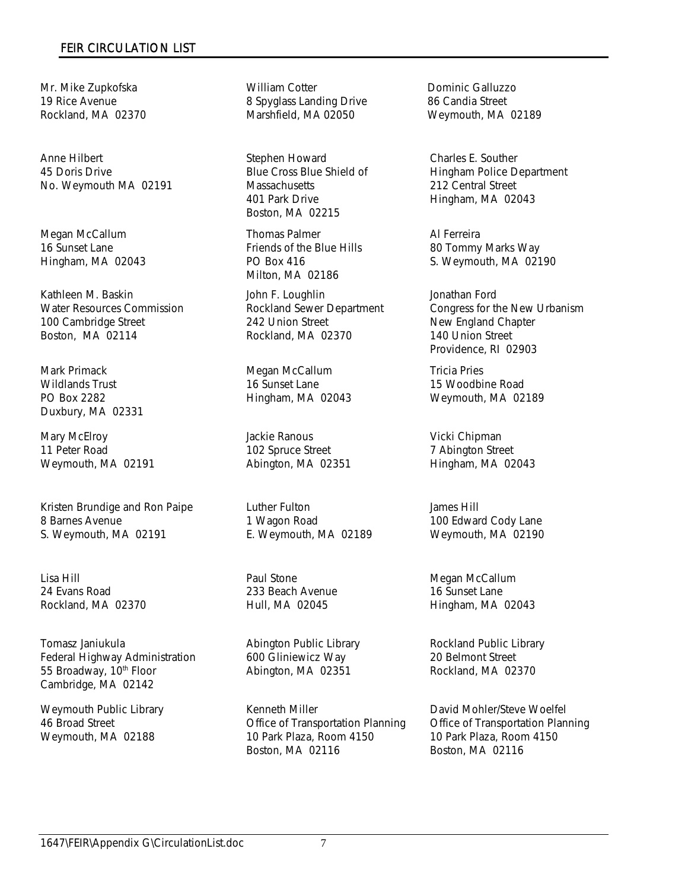## FEIR CIRCULATION LIST

Mr. Mike Zupkofska
19 Rice Avenue
Rockland, MA 02370

Anne Hilbert
45 Doris Drive
No. Weymouth MA 02191

Megan McCallum
16 Sunset Lane
Hingham, MA 02043

Kathleen M. Baskin
Water Resources Commission
100 Cambridge Street
Boston, MA 02114

Mark Primack
Wildlands Trust
PO Box 2282
Duxbury, MA 02331

Mary McElroy
11 Peter Road
Weymouth, MA 02191

Kristen Brundige and Ron Paipe
8 Barnes Avenue
S. Weymouth, MA 02191

Lisa Hill
24 Evans Road
Rockland, MA 02370

Tomasz Janiukula
Federal Highway Administration
55 Broadway, 10th Floor
Cambridge, MA 02142

Weymouth Public Library
46 Broad Street
Weymouth, MA 02188

William Cotter
8 Spyglass Landing Drive
Marshfield, MA 02050

Stephen Howard
Blue Cross Blue Shield of Massachusetts
401 Park Drive
Boston, MA 02215

Thomas Palmer
Friends of the Blue Hills
PO Box 416
Milton, MA 02186

John F. Loughlin
Rockland Sewer Department
242 Union Street
Rockland, MA 02370

Megan McCallum
16 Sunset Lane
Hingham, MA 02043

Jackie Ranous
102 Spruce Street
Abington, MA 02351

Luther Fulton
1 Wagon Road
E. Weymouth, MA 02189

Paul Stone
233 Beach Avenue
Hull, MA 02045

Abington Public Library
600 Gliniewicz Way
Abington, MA 02351

Kenneth Miller
Office of Transportation Planning
10 Park Plaza, Room 4150
Boston, MA 02116

Dominic Galluzzo
86 Candia Street
Weymouth, MA 02189

Charles E. Souther
Hingham Police Department
212 Central Street
Hingham, MA 02043

Al Ferreira
80 Tommy Marks Way
S. Weymouth, MA 02190

Jonathan Ford
Congress for the New Urbanism
New England Chapter
140 Union Street
Providence, RI 02903

Tricia Pries
15 Woodbine Road
Weymouth, MA 02189

Vicki Chipman
7 Abington Street
Hingham, MA 02043

James Hill
100 Edward Cody Lane
Weymouth, MA 02190

Megan McCallum
16 Sunset Lane
Hingham, MA 02043

Rockland Public Library
20 Belmont Street
Rockland, MA 02370

David Mohler/Steve Woelfel
Office of Transportation Planning
10 Park Plaza, Room 4150
Boston, MA 02116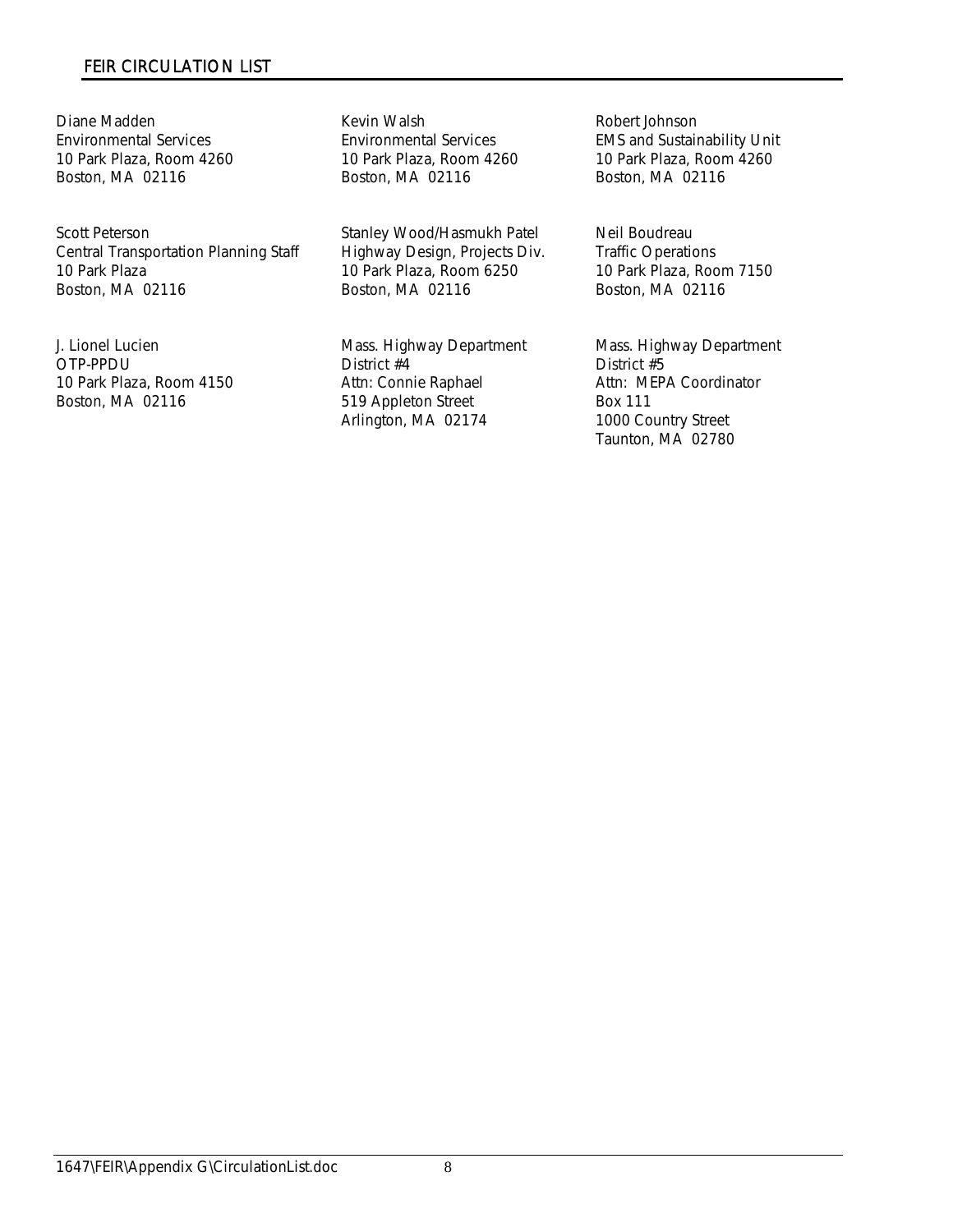## FEIR CIRCULATION LIST

Diane Madden
Environmental Services
10 Park Plaza, Room 4260
Boston, MA 02116

Kevin Walsh
Environmental Services
10 Park Plaza, Room 4260
Boston, MA 02116

Robert Johnson
EMS and Sustainability Unit
10 Park Plaza, Room 4260
Boston, MA 02116

Scott Peterson
Central Transportation Planning Staff
10 Park Plaza
Boston, MA 02116

Stanley Wood/Hasmukh Patel
Highway Design, Projects Div.
10 Park Plaza, Room 6250
Boston, MA 02116

Neil Boudreau
Traffic Operations
10 Park Plaza, Room 7150
Boston, MA 02116

J. Lionel Lucien
OTP-PPDU
10 Park Plaza, Room 4150
Boston, MA 02116

Mass. Highway Department
District #4
Attn: Connie Raphael
519 Appleton Street
Arlington, MA 02174

Mass. Highway Department
District #5
Attn: MEPA Coordinator
Box 111
1000 Country Street
Taunton, MA 02780